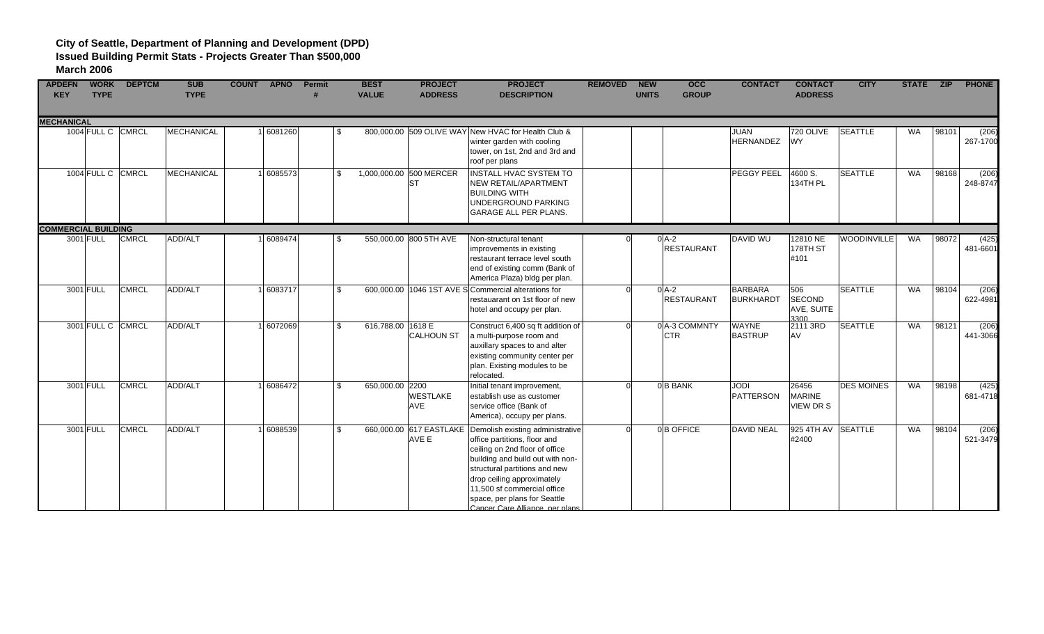**City of Seattle, Department of Planning and Development (DPD)**
**Issued Building Permit Stats - Projects Greater Than $500,000**
**March 2006**

| APDEFN KEY | WORK TYPE | DEPTCM | SUB TYPE | COUNT | APNO | Permit # | BEST VALUE | PROJECT ADDRESS | PROJECT DESCRIPTION | REMOVED | NEW UNITS | OCC GROUP | CONTACT | CONTACT ADDRESS | CITY | STATE | ZIP | PHONE |
|---|---|---|---|---|---|---|---|---|---|---|---|---|---|---|---|---|---|---|
| **MECHANICAL** | | | | | | | | | | | | | | | | | | |
| 1004 | FULL C | CMRCL | MECHANICAL | 1 | 6081260 | | $ 800,000.00 | 509 OLIVE WAY | New HVAC for Health Club & winter garden with cooling tower, on 1st, 2nd and 3rd and roof per plans | | | | JUAN HERNANDEZ | 720 OLIVE WY | SEATTLE | WA | 98101 | (206) 267-1700 |
| 1004 | FULL C | CMRCL | MECHANICAL | 1 | 6085573 | | $ 1,000,000.00 | 500 MERCER ST | INSTALL HVAC SYSTEM TO NEW RETAIL/APARTMENT BUILDING WITH UNDERGROUND PARKING GARAGE ALL PER PLANS. | | | | PEGGY PEEL | 4600 S. 134TH PL | SEATTLE | WA | 98168 | (206) 248-8747 |
| **COMMERCIAL BUILDING** | | | | | | | | | | | | | | | | | | |
| 3001 | FULL | CMRCL | ADD/ALT | 1 | 6089474 | | $ 550,000.00 | 800 5TH AVE | Non-structural tenant improvements in existing restaurant terrace level south end of existing comm (Bank of America Plaza) bldg per plan. | 0 | 0 | A-2 RESTAURANT | DAVID WU | 12810 NE 178TH ST #101 | WOODINVILLE | WA | 98072 | (425) 481-6601 |
| 3001 | FULL | CMRCL | ADD/ALT | 1 | 6083717 | | $ 600,000.00 | 1046 1ST AVE S | Commercial alterations for restauarant on 1st floor of new hotel and occupy per plan. | 0 | 0 | A-2 RESTAURANT | BARBARA BURKHARDT | 506 SECOND AVE, SUITE 3300 | SEATTLE | WA | 98104 | (206) 622-4981 |
| 3001 | FULL C | CMRCL | ADD/ALT | 1 | 6072069 | | $ 616,788.00 | 1618 E CALHOUN ST | Construct 6,400 sq ft addition of a multi-purpose room and auxillary spaces to and alter existing community center per plan. Existing modules to be relocated. | 0 | 0 | A-3 COMMNTY CTR | WAYNE BASTRUP | 2111 3RD AV | SEATTLE | WA | 98121 | (206) 441-3066 |
| 3001 | FULL | CMRCL | ADD/ALT | 1 | 6086472 | | $ 650,000.00 | 2200 WESTLAKE AVE | Initial tenant improvement, establish use as customer service office (Bank of America), occupy per plans. | 0 | 0 | B BANK | JODI PATTERSON | 26456 MARINE VIEW DR S | DES MOINES | WA | 98198 | (425) 681-4718 |
| 3001 | FULL | CMRCL | ADD/ALT | 1 | 6088539 | | $ 660,000.00 | 617 EASTLAKE AVE E | Demolish existing administrative office partitions, floor and ceiling on 2nd floor of office building and build out with non-structural partitions and new drop ceiling approximately 11,500 sf commercial office space, per plans for Seattle Cancer Care Alliance, per plans | 0 | 0 | B OFFICE | DAVID NEAL | 925 4TH AV #2400 | SEATTLE | WA | 98104 | (206) 521-3479 |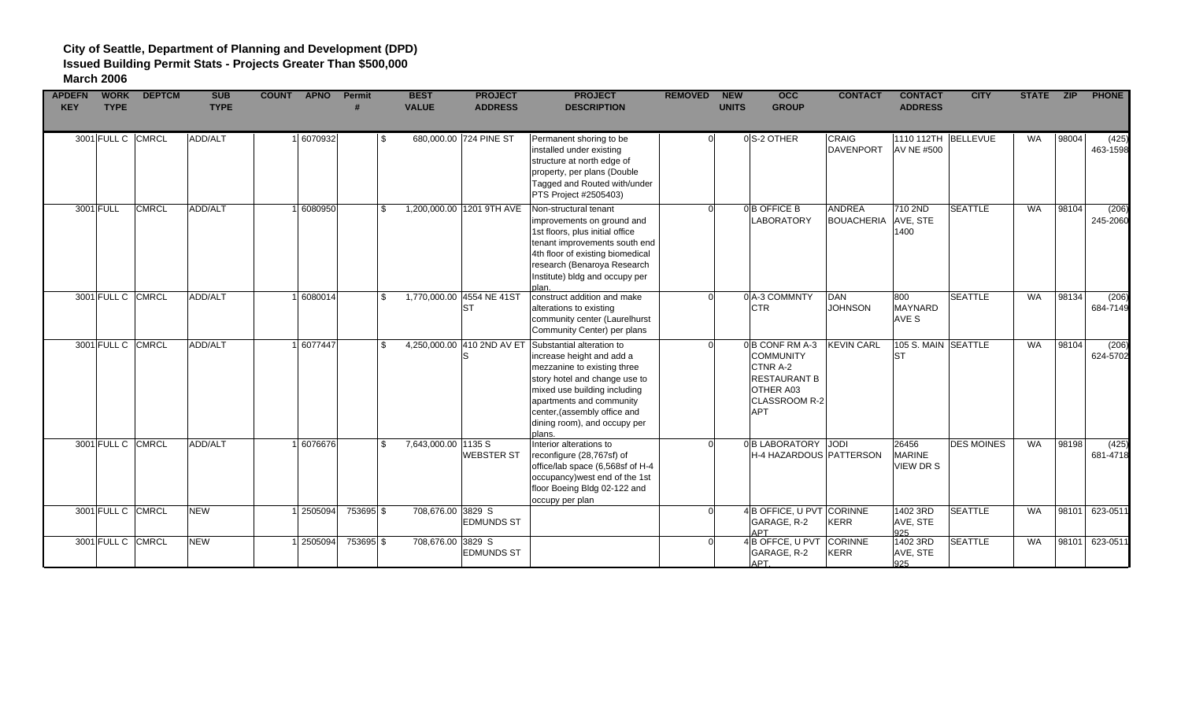**City of Seattle, Department of Planning and Development (DPD)**
**Issued Building Permit Stats - Projects Greater Than $500,000**
**March 2006**

| APDEFN KEY | WORK TYPE | DEPTCM | SUB TYPE | COUNT | APNO | Permit # | BEST VALUE | PROJECT ADDRESS | PROJECT DESCRIPTION | REMOVED | NEW UNITS | OCC GROUP | CONTACT | CONTACT ADDRESS | CITY | STATE | ZIP | PHONE |
|---|---|---|---|---|---|---|---|---|---|---|---|---|---|---|---|---|---|---|
| 3001 | FULL C | CMRCL | ADD/ALT | 1 | 6070932 | | $ 680,000.00 | 724 PINE ST | Permanent shoring to be installed under existing structure at north edge of property, per plans (Double Tagged and Routed with/under PTS Project #2505403) | 0 | 0 | S-2 OTHER | CRAIG DAVENPORT | 1110 112TH AV NE #500 | BELLEVUE | WA | 98004 | (425) 463-1598 |
| 3001 | FULL | CMRCL | ADD/ALT | 1 | 6080950 | | $ 1,200,000.00 | 1201 9TH AVE | Non-structural tenant improvements on ground and 1st floors, plus initial office tenant improvements south end 4th floor of existing biomedical research (Benaroya Research Institute) bldg and occupy per plan. | 0 | 0 | B OFFICE B LABORATORY | ANDREA BOUACHERIA | 710 2ND AVE, STE 1400 | SEATTLE | WA | 98104 | (206) 245-2060 |
| 3001 | FULL C | CMRCL | ADD/ALT | 1 | 6080014 | | $ 1,770,000.00 | 4554 NE 41ST ST | construct addition and make alterations to existing community center (Laurelhurst Community Center) per plans | 0 | 0 | A-3 COMMNTY CTR | DAN JOHNSON | 800 MAYNARD AVE S | SEATTLE | WA | 98134 | (206) 684-7149 |
| 3001 | FULL C | CMRCL | ADD/ALT | 1 | 6077447 | | $ 4,250,000.00 | 410 2ND AV ET S | Substantial alteration to increase height and add a mezzanine to existing three story hotel and change use to mixed use building including apartments and community center,(assembly office and dining room), and occupy per plans. | 0 | 0 | B CONF RM A-3 COMMUNITY CTNR A-2 RESTAURANT B OTHER A03 CLASSROOM R-2 APT | KEVIN CARL | 105 S. MAIN ST | SEATTLE | WA | 98104 | (206) 624-5702 |
| 3001 | FULL C | CMRCL | ADD/ALT | 1 | 6076676 | | $ 7,643,000.00 | 1135 S WEBSTER ST | Interior alterations to reconfigure (28,767sf) of office/lab space (6,568sf of H-4 occupancy)west end of the 1st floor Boeing Bldg 02-122 and occupy per plan | 0 | 0 | B LABORATORY H-4 HAZARDOUS | JODI PATTERSON | 26456 MARINE VIEW DR S | DES MOINES | WA | 98198 | (425) 681-4718 |
| 3001 | FULL C | CMRCL | NEW | 1 | 2505094 | 753695 | $ 708,676.00 | 3829 S EDMUNDS ST | | 0 | 4 | B OFFICE, U PVT GARAGE, R-2 APT | CORINNE KERR | 1402 3RD AVE, STE 925 | SEATTLE | WA | 98101 | 623-0511 |
| 3001 | FULL C | CMRCL | NEW | 1 | 2505094 | 753695 | $ 708,676.00 | 3829 S EDMUNDS ST | | 0 | 4 | B OFFCE, U PVT GARAGE, R-2 APT. | CORINNE KERR | 1402 3RD AVE, STE 925 | SEATTLE | WA | 98101 | 623-0511 |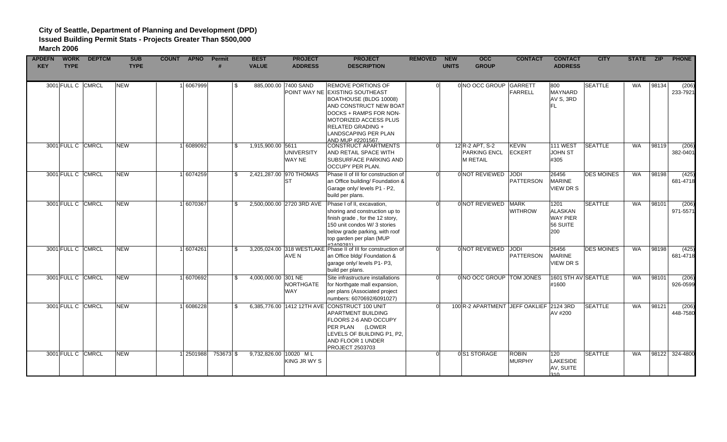**City of Seattle, Department of Planning and Development (DPD)**
**Issued Building Permit Stats - Projects Greater Than $500,000**
**March 2006**

| APDEFN KEY | WORK TYPE | DEPTCM | SUB TYPE | COUNT | APNO | Permit # | BEST VALUE | PROJECT ADDRESS | PROJECT DESCRIPTION | REMOVED | NEW UNITS | OCC GROUP | CONTACT | CONTACT ADDRESS | CITY | STATE | ZIP | PHONE |
|---|---|---|---|---|---|---|---|---|---|---|---|---|---|---|---|---|---|---|
| 3001 | FULL C | CMRCL | NEW | 1 | 6067999 | | $ 885,000.00 | 7400 SAND POINT WAY NE | REMOVE PORTIONS OF EXISTING SOUTHEAST BOATHOUSE (BLDG 10008) AND CONSTRUCT NEW BOAT DOCKS + RAMPS FOR NON-MOTORIZED ACCESS PLUS RELATED GRADING + LANDSCAPING PER PLAN AND MUP #2201567. | 0 | 0 | NO OCC GROUP | GARRETT FARRELL | 800 MAYNARD AV S, 3RD FL | SEATTLE | WA | 98134 | (206) 233-7921 |
| 3001 | FULL C | CMRCL | NEW | 1 | 6089092 | | $ 1,915,900.00 | 5611 UNIVERSITY WAY NE | CONSTRUCT APARTMENTS AND RETAIL SPACE WITH SUBSURFACE PARKING AND OCCUPY PER PLAN. | 0 | 12 | R-2 APT, S-2 PARKING ENCL M RETAIL | KEVIN ECKERT | 111 WEST JOHN ST #305 | SEATTLE | WA | 98119 | (206) 382-0401 |
| 3001 | FULL C | CMRCL | NEW | 1 | 6074259 | | $ 2,421,287.00 | 970 THOMAS ST | Phase II of III for construction of an Office building/ Foundation & Garage only/ levels P1 - P2, build per plans. | 0 | 0 | NOT REVIEWED | JODI PATTERSON | 26456 MARINE VIEW DR S | DES MOINES | WA | 98198 | (425) 681-4718 |
| 3001 | FULL C | CMRCL | NEW | 1 | 6070367 | | $ 2,500,000.00 | 2720 3RD AVE | Phase I of II, excavation, shoring and construction up to finish grade , for the 12 story, 150 unit condos W/ 3 stories below grade parking, with roof top garden per plan (MUP #2400281) | 0 | 0 | NOT REVIEWED | MARK WITHROW | 1201 ALASKAN WAY PIER 56 SUITE 200 | SEATTLE | WA | 98101 | (206) 971-5571 |
| 3001 | FULL C | CMRCL | NEW | 1 | 6074261 | | $ 3,205,024.00 | 318 WESTLAKE AVE N | Phase II of III for construction of an Office bldg/ Foundation & garage only/ levels P1- P3, build per plans. | 0 | 0 | NOT REVIEWED | JODI PATTERSON | 26456 MARINE VIEW DR S | DES MOINES | WA | 98198 | (425) 681-4718 |
| 3001 | FULL C | CMRCL | NEW | 1 | 6070692 | | $ 4,000,000.00 | 301 NE NORTHGATE WAY | Site infrastructure installations for Northgate mall expansion, per plans (Associated project numbers: 6070692/6091027) | 0 | 0 | NO OCC GROUP | TOM JONES | 1601 5TH AV #1600 | SEATTLE | WA | 98101 | (206) 926-0599 |
| 3001 | FULL C | CMRCL | NEW | 1 | 6086228 | | $ 6,385,776.00 | 1412 12TH AVE | CONSTRUCT 100 UNIT APARTMENT BUILDING FLOORS 2-6 AND OCCUPY PER PLAN (LOWER LEVELS OF BUILDING P1, P2, AND FLOOR 1 UNDER PROJECT 2503703 | 0 | 100 | R-2 APARTMENT | JEFF OAKLIEF | 2124 3RD AV #200 | SEATTLE | WA | 98121 | (206) 448-7580 |
| 3001 | FULL C | CMRCL | NEW | 1 | 2501988 | 753673 | $ 9,732,826.00 | 10020 M L KING JR WY S | | 0 | 0 | S1 STORAGE | ROBIN MURPHY | 120 LAKESIDE AV, SUITE 310 | SEATTLE | WA | 98122 | 324-4800 |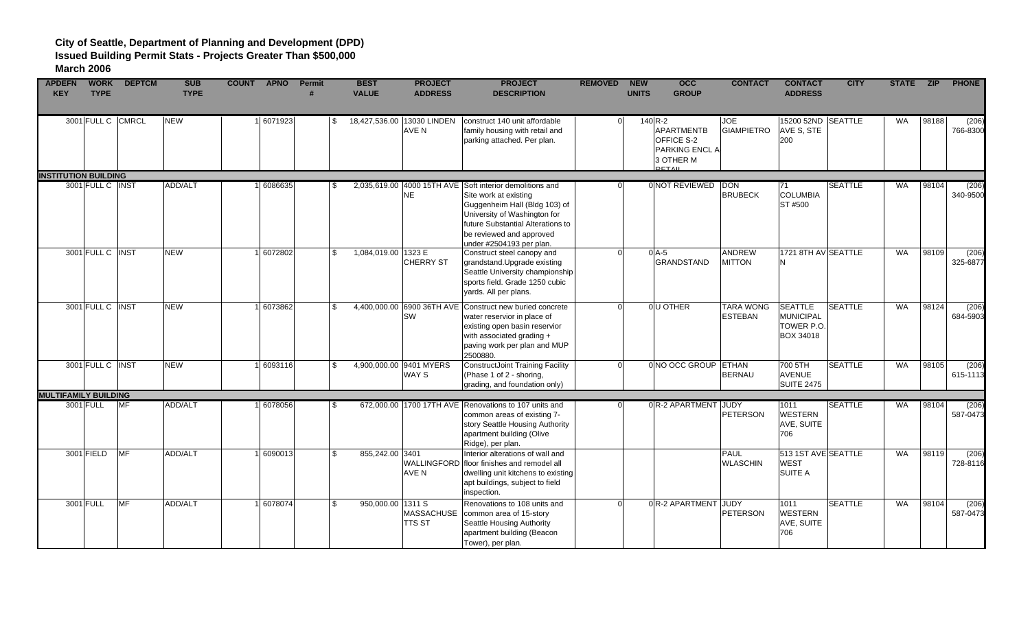**City of Seattle, Department of Planning and Development (DPD)**
**Issued Building Permit Stats - Projects Greater Than $500,000**
**March 2006**

| APDEFN KEY | WORK TYPE | DEPTCM | SUB TYPE | COUNT | APNO | Permit # | BEST VALUE | PROJECT ADDRESS | PROJECT DESCRIPTION | REMOVED | NEW UNITS | OCC GROUP | CONTACT | CONTACT ADDRESS | CITY | STATE | ZIP | PHONE |
|---|---|---|---|---|---|---|---|---|---|---|---|---|---|---|---|---|---|---|
| 3001 | FULL C | CMRCL | NEW | 1 | 6071923 | | $ 18,427,536.00 | 13030 LINDEN AVE N | construct 140 unit affordable family housing with retail and parking attached. Per plan. | 0 | 140 | R-2 APARTMENTB OFFICE S-2 PARKING ENCL A 3 OTHER M RETAIL | JOE GIAMPIETRO | 15200 52ND AVE S, STE 200 | SEATTLE | WA | 98188 | (206) 766-8300 |
| **INSTITUTION BUILDING** | | | | | | | | | | | | | | | | | | |
| 3001 | FULL C | INST | ADD/ALT | 1 | 6086635 | | $ 2,035,619.00 | 4000 15TH AVE NE | Soft interior demolitions and Site work at existing Guggenheim Hall (Bldg 103) of University of Washington for future Substantial Alterations to be reviewed and approved under #2504193 per plan. | 0 | 0 | NOT REVIEWED | DON BRUBECK | 71 COLUMBIA ST #500 | SEATTLE | WA | 98104 | (206) 340-9500 |
| 3001 | FULL C | INST | NEW | 1 | 6072802 | | $ 1,084,019.00 | 1323 E CHERRY ST | Construct steel canopy and grandstand.Upgrade existing Seattle University championship sports field. Grade 1250 cubic yards. All per plans. | 0 | 0 | A-5 GRANDSTAND | ANDREW MITTON | 1721 8TH AV N | SEATTLE | WA | 98109 | (206) 325-6877 |
| 3001 | FULL C | INST | NEW | 1 | 6073862 | | $ 4,400,000.00 | 6900 36TH AVE SW | Construct new buried concrete water reservior in place of existing open basin reservior with associated grading + paving work per plan and MUP 2500880. | 0 | 0 | U OTHER | TARA WONG ESTEBAN | SEATTLE MUNICIPAL TOWER P.O. BOX 34018 | SEATTLE | WA | 98124 | (206) 684-5903 |
| 3001 | FULL C | INST | NEW | 1 | 6093116 | | $ 4,900,000.00 | 9401 MYERS WAY S | ConstructJoint Training Facility (Phase 1 of 2 - shoring, grading, and foundation only) | 0 | 0 | NO OCC GROUP | ETHAN BERNAU | 700 5TH AVENUE SUITE 2475 | SEATTLE | WA | 98105 | (206) 615-1113 |
| **MULTIFAMILY BUILDING** | | | | | | | | | | | | | | | | | | |
| 3001 | FULL | MF | ADD/ALT | 1 | 6078056 | | $ 672,000.00 | 1700 17TH AVE | Renovations to 107 units and common areas of existing 7-story Seattle Housing Authority apartment building (Olive Ridge), per plan. | 0 | 0 | R-2 APARTMENT | JUDY PETERSON | 1011 WESTERN AVE, SUITE 706 | SEATTLE | WA | 98104 | (206) 587-0473 |
| 3001 | FIELD | MF | ADD/ALT | 1 | 6090013 | | $ 855,242.00 | 3401 WALLINGFORD AVE N | Interior alterations of wall and floor finishes and remodel all dwelling unit kitchens to existing apt buildings, subject to field inspection. | | | | PAUL WLASCHIN | 513 1ST AVE WEST SUITE A | SEATTLE | WA | 98119 | (206) 728-8116 |
| 3001 | FULL | MF | ADD/ALT | 1 | 6078074 | | $ 950,000.00 | 1311 S MASSACHUSETTS ST | Renovations to 108 units and common area of 15-story Seattle Housing Authority apartment building (Beacon Tower), per plan. | 0 | 0 | R-2 APARTMENT | JUDY PETERSON | 1011 WESTERN AVE, SUITE 706 | SEATTLE | WA | 98104 | (206) 587-0473 |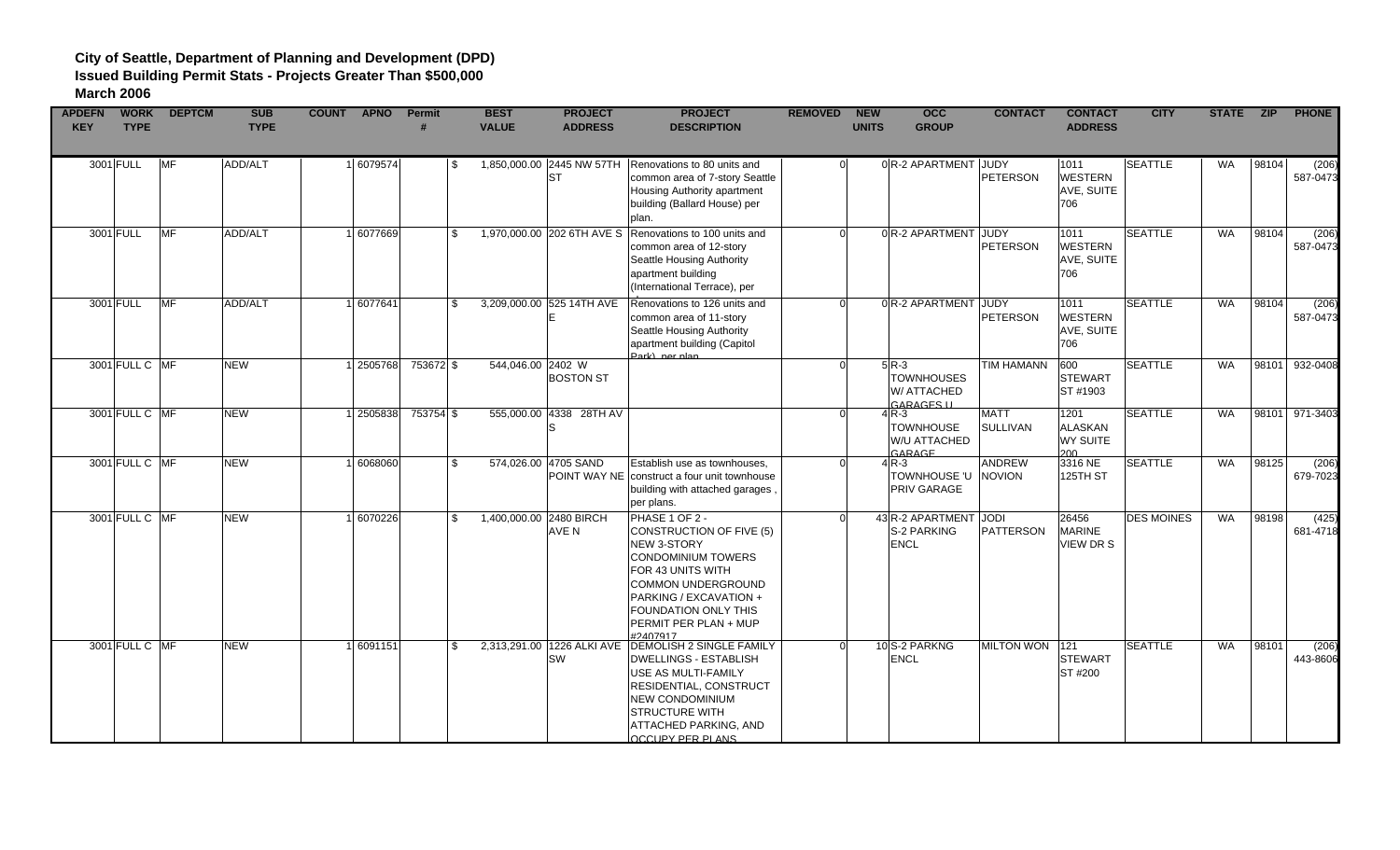**City of Seattle, Department of Planning and Development (DPD)**
**Issued Building Permit Stats - Projects Greater Than $500,000**
**March 2006**

| APDEFN KEY | WORK TYPE | DEPTCM | SUB TYPE | COUNT | APNO | Permit # | BEST VALUE | PROJECT ADDRESS | PROJECT DESCRIPTION | REMOVED | NEW UNITS | OCC GROUP | CONTACT | CONTACT ADDRESS | CITY | STATE | ZIP | PHONE |
|---|---|---|---|---|---|---|---|---|---|---|---|---|---|---|---|---|---|---|
| 3001 | FULL | MF | ADD/ALT | 1 | 6079574 | | $ 1,850,000.00 | 2445 NW 57TH ST | Renovations to 80 units and common area of 7-story Seattle Housing Authority apartment building (Ballard House) per plan. | 0 | 0 | R-2 APARTMENT | JUDY PETERSON | 1011 WESTERN AVE, SUITE 706 | SEATTLE | WA | 98104 | (206) 587-0473 |
| 3001 | FULL | MF | ADD/ALT | 1 | 6077669 | | $ 1,970,000.00 | 202 6TH AVE S | Renovations to 100 units and common area of 12-story Seattle Housing Authority apartment building (International Terrace), per | 0 | 0 | R-2 APARTMENT | JUDY PETERSON | 1011 WESTERN AVE, SUITE 706 | SEATTLE | WA | 98104 | (206) 587-0473 |
| 3001 | FULL | MF | ADD/ALT | 1 | 6077641 | | $ 3,209,000.00 | 525 14TH AVE E | Renovations to 126 units and common area of 11-story Seattle Housing Authority apartment building (Capitol Park), per plan | 0 | 0 | R-2 APARTMENT | JUDY PETERSON | 1011 WESTERN AVE, SUITE 706 | SEATTLE | WA | 98104 | (206) 587-0473 |
| 3001 | FULL C | MF | NEW | 1 | 2505768 | 753672 | $ 544,046.00 | 2402 W BOSTON ST | | 0 | 5 | R-3 TOWNHOUSES W/ ATTACHED GARAGES U | TIM HAMANN | 600 STEWART ST #1903 | SEATTLE | WA | 98101 | 932-0408 |
| 3001 | FULL C | MF | NEW | 1 | 2505838 | 753754 | $ 555,000.00 | 4338 28TH AV S | | 0 | 4 | R-3 TOWNHOUSE W/U ATTACHED GARAGE | MATT SULLIVAN | 1201 ALASKAN WY SUITE 200 | SEATTLE | WA | 98101 | 971-3403 |
| 3001 | FULL C | MF | NEW | 1 | 6068060 | | $ 574,026.00 | 4705 SAND POINT WAY NE | Establish use as townhouses, construct a four unit townhouse building with attached garages , per plans. | 0 | 4 | R-3 TOWNHOUSE 'U PRIV GARAGE | ANDREW NOVION | 3316 NE 125TH ST | SEATTLE | WA | 98125 | (206) 679-7023 |
| 3001 | FULL C | MF | NEW | 1 | 6070226 | | $ 1,400,000.00 | 2480 BIRCH AVE N | PHASE 1 OF 2 - CONSTRUCTION OF FIVE (5) NEW 3-STORY CONDOMINIUM TOWERS FOR 43 UNITS WITH COMMON UNDERGROUND PARKING / EXCAVATION + FOUNDATION ONLY THIS PERMIT PER PLAN + MUP #2407917 | 0 | 43 | R-2 APARTMENT S-2 PARKING ENCL | JODI PATTERSON | 26456 MARINE VIEW DR S | DES MOINES | WA | 98198 | (425) 681-4718 |
| 3001 | FULL C | MF | NEW | 1 | 6091151 | | $ 2,313,291.00 | 1226 ALKI AVE SW | DEMOLISH 2 SINGLE FAMILY DWELLINGS - ESTABLISH USE AS MULTI-FAMILY RESIDENTIAL, CONSTRUCT NEW CONDOMINIUM STRUCTURE WITH ATTACHED PARKING, AND OCCUPY PER PLANS | 0 | 10 | S-2 PARKNG ENCL | MILTON WON | 121 STEWART ST #200 | SEATTLE | WA | 98101 | (206) 443-8606 |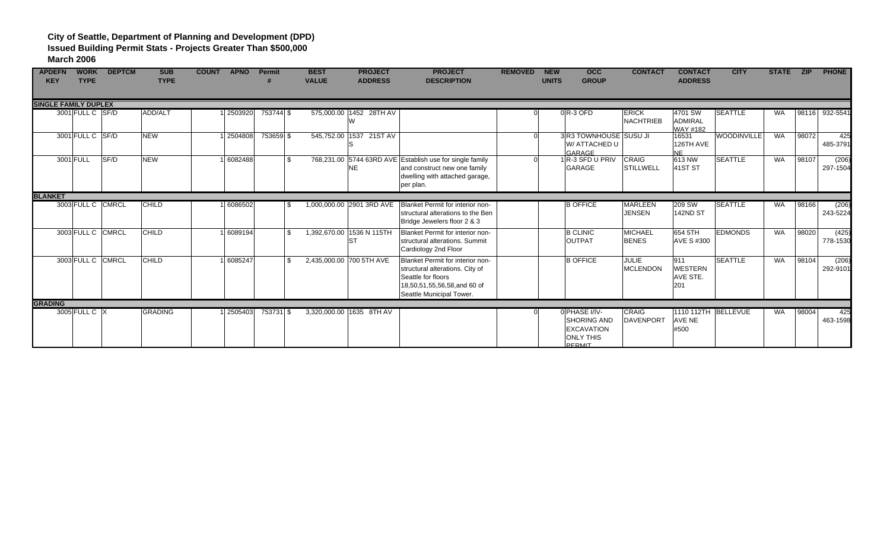**City of Seattle, Department of Planning and Development (DPD)**
**Issued Building Permit Stats - Projects Greater Than $500,000**
**March 2006**

| APDEFN KEY | WORK TYPE | DEPTCM | SUB TYPE | COUNT | APNO | Permit # | BEST VALUE | PROJECT ADDRESS | PROJECT DESCRIPTION | REMOVED | NEW UNITS | OCC GROUP | CONTACT | CONTACT ADDRESS | CITY | STATE | ZIP | PHONE |
|---|---|---|---|---|---|---|---|---|---|---|---|---|---|---|---|---|---|---|
| **SINGLE FAMILY DUPLEX** | | | | | | | | | | | | | | | | | | |
| 3001 | FULL C | SF/D | ADD/ALT | 1 | 2503920 | 753744 | $ 575,000.00 | 1452 28TH AV W | | 0 | 0 | R-3 OFD | ERICK NACHTRIEB | 4701 SW ADMIRAL WAY #182 | SEATTLE | WA | 98116 | 932-5541 |
| 3001 | FULL C | SF/D | NEW | 1 | 2504808 | 753659 | $ 545,752.00 | 1537 21ST AV S | | 0 | 3 | R3 TOWNHOUSE W/ ATTACHED U GARAGE | SUSU JI | 16531 126TH AVE NE | WOODINVILLE | WA | 98072 | 425 485-3791 |
| 3001 | FULL | SF/D | NEW | 1 | 6082488 | | $ 768,231.00 | 5744 63RD AVE NE | Establish use for single family and construct new one family dwelling with attached garage, per plan. | 0 | 1 | R-3 SFD U PRIV GARAGE | CRAIG STILLWELL | 613 NW 41ST ST | SEATTLE | WA | 98107 | (206) 297-1504 |
| **BLANKET** | | | | | | | | | | | | | | | | | | |
| 3003 | FULL C | CMRCL | CHILD | 1 | 6086502 | | $ 1,000,000.00 | 2901 3RD AVE | Blanket Permit for interior non-structural alterations to the Ben Bridge Jewelers floor 2 & 3 | | | B OFFICE | MARLEEN JENSEN | 209 SW 142ND ST | SEATTLE | WA | 98166 | (206) 243-5224 |
| 3003 | FULL C | CMRCL | CHILD | 1 | 6089194 | | $ 1,392,670.00 | 1536 N 115TH ST | Blanket Permit for interior non-structural alterations. Summit Cardiology 2nd Floor | | | B CLINIC OUTPAT | MICHAEL BENES | 654 5TH AVE S #300 | EDMONDS | WA | 98020 | (425) 778-1530 |
| 3003 | FULL C | CMRCL | CHILD | 1 | 6085247 | | $ 2,435,000.00 | 700 5TH AVE | Blanket Permit for interior non-structural alterations. City of Seattle for floors 18,50,51,55,56,58,and 60 of Seattle Municipal Tower. | | | B OFFICE | JULIE MCLENDON | 911 WESTERN AVE STE. 201 | SEATTLE | WA | 98104 | (206) 292-9101 |
| **GRADING** | | | | | | | | | | | | | | | | | | |
| 3005 | FULL C | X | GRADING | 1 | 2505403 | 753731 | $ 3,320,000.00 | 1635 8TH AV | | 0 | 0 | PHASE I/IV-SHORING AND EXCAVATION ONLY THIS PERMIT | CRAIG DAVENPORT | 1110 112TH AVE NE #500 | BELLEVUE | WA | 98004 | 425 463-1598 |